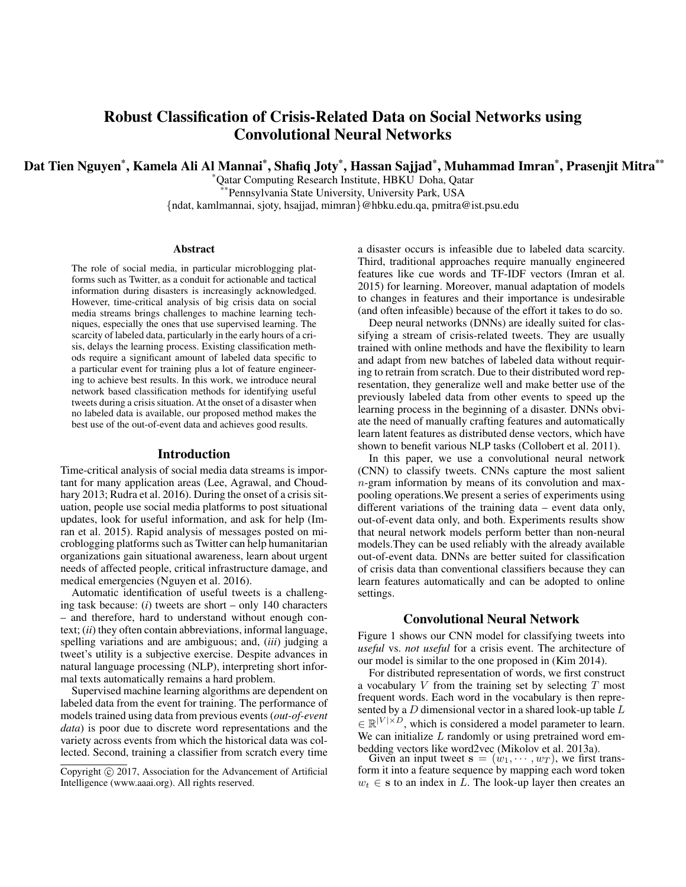# Robust Classification of Crisis-Related Data on Social Networks using Convolutional Neural Networks

**Dat Tien Nguyen[*], Kamela Ali Al Mannai[*], Shafiq Joty[*], Hassan Sajjad[*], Muhammad Imran[*], Prasenjit Mitra[**]**

[*]Qatar Computing Research Institute, HBKU Doha, Qatar

[**]Pennsylvania State University, University Park, USA

{ndat, kamlmannai, sjoty, hsajjad, mimran}@hbku.edu.qa, pmitra@ist.psu.edu

### Abstract

The role of social media, in particular microblogging platforms such as Twitter, as a conduit for actionable and tactical information during disasters is increasingly acknowledged. However, time-critical analysis of big crisis data on social media streams brings challenges to machine learning techniques, especially the ones that use supervised learning. The scarcity of labeled data, particularly in the early hours of a crisis, delays the learning process. Existing classification methods require a significant amount of labeled data specific to a particular event for training plus a lot of feature engineering to achieve best results. In this work, we introduce neural network based classification methods for identifying useful tweets during a crisis situation. At the onset of a disaster when no labeled data is available, our proposed method makes the best use of the out-of-event data and achieves good results.

## Introduction

Time-critical analysis of social media data streams is important for many application areas (Lee, Agrawal, and Choudhary 2013; Rudra et al. 2016). During the onset of a crisis situation, people use social media platforms to post situational updates, look for useful information, and ask for help (Imran et al. 2015). Rapid analysis of messages posted on microblogging platforms such as Twitter can help humanitarian organizations gain situational awareness, learn about urgent needs of affected people, critical infrastructure damage, and medical emergencies (Nguyen et al. 2016).

Automatic identification of useful tweets is a challenging task because: (*i*) tweets are short – only 140 characters – and therefore, hard to understand without enough context; (*ii*) they often contain abbreviations, informal language, spelling variations and are ambiguous; and, (*iii*) judging a tweet's utility is a subjective exercise. Despite advances in natural language processing (NLP), interpreting short informal texts automatically remains a hard problem.

Supervised machine learning algorithms are dependent on labeled data from the event for training. The performance of models trained using data from previous events (*out-of-event data*) is poor due to discrete word representations and the variety across events from which the historical data was collected. Second, training a classifier from scratch every time a disaster occurs is infeasible due to labeled data scarcity. Third, traditional approaches require manually engineered features like cue words and TF-IDF vectors (Imran et al. 2015) for learning. Moreover, manual adaptation of models to changes in features and their importance is undesirable (and often infeasible) because of the effort it takes to do so.

Deep neural networks (DNNs) are ideally suited for classifying a stream of crisis-related tweets. They are usually trained with online methods and have the flexibility to learn and adapt from new batches of labeled data without requiring to retrain from scratch. Due to their distributed word representation, they generalize well and make better use of the previously labeled data from other events to speed up the learning process in the beginning of a disaster. DNNs obviate the need of manually crafting features and automatically learn latent features as distributed dense vectors, which have shown to benefit various NLP tasks (Collobert et al. 2011).

In this paper, we use a convolutional neural network (CNN) to classify tweets. CNNs capture the most salient $n$-gram information by means of its convolution and max-pooling operations.We present a series of experiments using different variations of the training data – event data only, out-of-event data only, and both. Experiments results show that neural network models perform better than non-neural models.They can be used reliably with the already available out-of-event data. DNNs are better suited for classification of crisis data than conventional classifiers because they can learn features automatically and can be adopted to online settings.

## Convolutional Neural Network

Figure 1 shows our CNN model for classifying tweets into *useful* vs. *not useful* for a crisis event. The architecture of our model is similar to the one proposed in (Kim 2014).

For distributed representation of words, we first construct a vocabulary $V$ from the training set by selecting $T$ most frequent words. Each word in the vocabulary is then represented by a $D$ dimensional vector in a shared look-up table $L \in \mathbb{R}^{|V| \times D}$, which is considered a model parameter to learn. We can initialize $L$ randomly or using pretrained word embedding vectors like word2vec (Mikolov et al. 2013a).

Given an input tweet $\mathbf{s} = (w_1, \cdots, w_T)$, we first transform it into a feature sequence by mapping each word token $w_t \in \mathbf{s}$ to an index in $L$. The look-up layer then creates an

Copyright © 2017, Association for the Advancement of Artificial Intelligence (www.aaai.org). All rights reserved.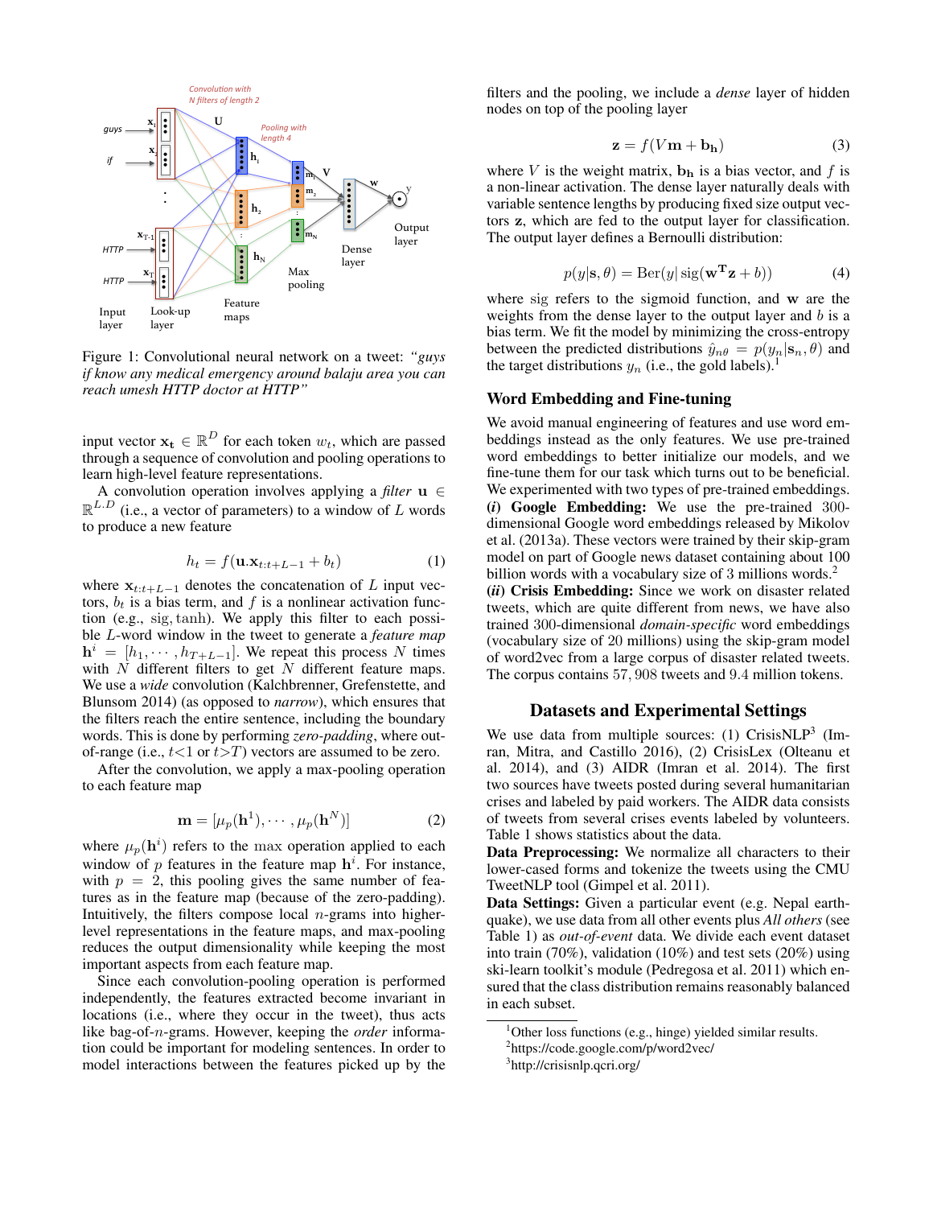Figure 1: Convolutional neural network on a tweet: *"guys if know any medical emergency around balaju area you can reach umesh HTTP doctor at HTTP"*

input vector $\mathbf{x_t} \in \mathbb{R}^D$ for each token $w_t$, which are passed through a sequence of convolution and pooling operations to learn high-level feature representations.

A convolution operation involves applying a *filter* $\mathbf{u} \in \mathbb{R}^{L.D}$ (i.e., a vector of parameters) to a window of $L$ words to produce a new feature

$$h_t = f(\mathbf{u}.\mathbf{x}_{t:t+L-1} + b_t) \tag{1}$$

where $\mathbf{x}_{t:t+L-1}$ denotes the concatenation of $L$ input vectors, $b_t$ is a bias term, and $f$ is a nonlinear activation function (e.g., $\mathrm{sig}, \tanh$). We apply this filter to each possible $L$-word window in the tweet to generate a *feature map* $\mathbf{h}^i = [h_1, \cdots, h_{T+L-1}]$. We repeat this process $N$ times with $N$ different filters to get $N$ different feature maps. We use a *wide* convolution (Kalchbrenner, Grefenstette, and Blunsom 2014) (as opposed to *narrow*), which ensures that the filters reach the entire sentence, including the boundary words. This is done by performing *zero-padding*, where out-of-range (i.e., $t<1$ or $t>T$) vectors are assumed to be zero.

After the convolution, we apply a max-pooling operation to each feature map

$$\mathbf{m} = [\mu_p(\mathbf{h}^1), \cdots, \mu_p(\mathbf{h}^N)] \tag{2}$$

where $\mu_p(\mathbf{h}^i)$ refers to the $\max$ operation applied to each window of $p$ features in the feature map $\mathbf{h}^i$. For instance, with $p = 2$, this pooling gives the same number of features as in the feature map (because of the zero-padding). Intuitively, the filters compose local $n$-grams into higher-level representations in the feature maps, and max-pooling reduces the output dimensionality while keeping the most important aspects from each feature map.

Since each convolution-pooling operation is performed independently, the features extracted become invariant in locations (i.e., where they occur in the tweet), thus acts like bag-of-$n$-grams. However, keeping the *order* information could be important for modeling sentences. In order to model interactions between the features picked up by the filters and the pooling, we include a *dense* layer of hidden nodes on top of the pooling layer

$$\mathbf{z} = f(V\mathbf{m} + \mathbf{b_h}) \tag{3}$$

where $V$ is the weight matrix, $\mathbf{b_h}$ is a bias vector, and $f$ is a non-linear activation. The dense layer naturally deals with variable sentence lengths by producing fixed size output vectors $\mathbf{z}$, which are fed to the output layer for classification. The output layer defines a Bernoulli distribution:

$$p(y|\mathbf{s}, \theta) = \mathrm{Ber}(y|\,\mathrm{sig}(\mathbf{w^T z} + b)) \tag{4}$$

where sig refers to the sigmoid function, and $\mathbf{w}$ are the weights from the dense layer to the output layer and $b$ is a bias term. We fit the model by minimizing the cross-entropy between the predicted distributions $\hat{y}_{n\theta} = p(y_n|\mathbf{s}_n, \theta)$ and the target distributions $y_n$ (i.e., the gold labels).[1]

## Word Embedding and Fine-tuning

We avoid manual engineering of features and use word embeddings instead as the only features. We use pre-trained word embeddings to better initialize our models, and we fine-tune them for our task which turns out to be beneficial. We experimented with two types of pre-trained embeddings.
***(i)* Google Embedding:** We use the pre-trained 300-dimensional Google word embeddings released by Mikolov et al. (2013a). These vectors were trained by their skip-gram model on part of Google news dataset containing about 100 billion words with a vocabulary size of 3 millions words.[2]
***(ii)* Crisis Embedding:** Since we work on disaster related tweets, which are quite different from news, we have also trained 300-dimensional *domain-specific* word embeddings (vocabulary size of 20 millions) using the skip-gram model of word2vec from a large corpus of disaster related tweets. The corpus contains 57,908 tweets and 9.4 million tokens.

## Datasets and Experimental Settings

We use data from multiple sources: (1) CrisisNLP[3] (Imran, Mitra, and Castillo 2016), (2) CrisisLex (Olteanu et al. 2014), and (3) AIDR (Imran et al. 2014). The first two sources have tweets posted during several humanitarian crises and labeled by paid workers. The AIDR data consists of tweets from several crises events labeled by volunteers. Table 1 shows statistics about the data.
**Data Preprocessing:** We normalize all characters to their lower-cased forms and tokenize the tweets using the CMU TweetNLP tool (Gimpel et al. 2011).
**Data Settings:** Given a particular event (e.g. Nepal earthquake), we use data from all other events plus *All others* (see Table 1) as *out-of-event* data. We divide each event dataset into train (70%), validation (10%) and test sets (20%) using ski-learn toolkit's module (Pedregosa et al. 2011) which ensured that the class distribution remains reasonably balanced in each subset.

[1] Other loss functions (e.g., hinge) yielded similar results.
[2] https://code.google.com/p/word2vec/
[3] http://crisisnlp.qcri.org/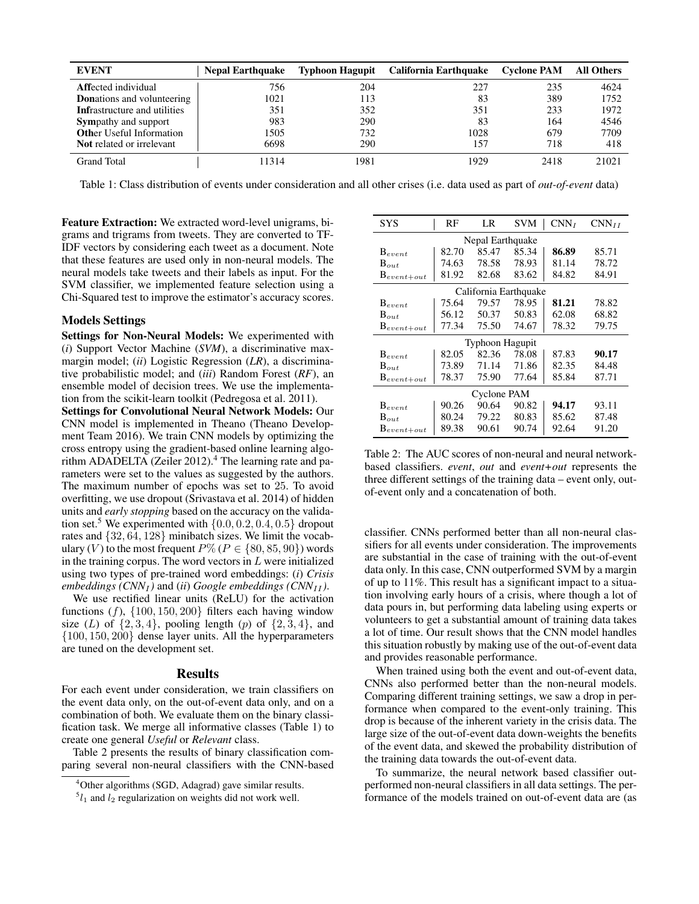| EVENT | Nepal Earthquake | Typhoon Hagupit | California Earthquake | Cyclone PAM | All Others |
|---|---|---|---|---|---|
| **Aff**ected individual | 756 | 204 | 227 | 235 | 4624 |
| **Don**ations and volunteering | 1021 | 113 | 83 | 389 | 1752 |
| **Inf**rastructure and utilities | 351 | 352 | 351 | 233 | 1972 |
| **Sym**pathy and support | 983 | 290 | 83 | 164 | 4546 |
| **Oth**er Useful Information | 1505 | 732 | 1028 | 679 | 7709 |
| **Not** related or irrelevant | 6698 | 290 | 157 | 718 | 418 |
| Grand Total | 11314 | 1981 | 1929 | 2418 | 21021 |

Table 1: Class distribution of events under consideration and all other crises (i.e. data used as part of *out-of-event* data)

**Feature Extraction:** We extracted word-level unigrams, bigrams and trigrams from tweets. They are converted to TF-IDF vectors by considering each tweet as a document. Note that these features are used only in non-neural models. The neural models take tweets and their labels as input. For the SVM classifier, we implemented feature selection using a Chi-Squared test to improve the estimator's accuracy scores.

### Models Settings

**Settings for Non-Neural Models:** We experimented with (*i*) Support Vector Machine (*SVM*), a discriminative max-margin model; (*ii*) Logistic Regression (*LR*), a discriminative probabilistic model; and (*iii*) Random Forest (*RF*), an ensemble model of decision trees. We use the implementation from the scikit-learn toolkit (Pedregosa et al. 2011).

**Settings for Convolutional Neural Network Models:** Our CNN model is implemented in Theano (Theano Development Team 2016). We train CNN models by optimizing the cross entropy using the gradient-based online learning algorithm ADADELTA (Zeiler 2012).[4] The learning rate and parameters were set to the values as suggested by the authors. The maximum number of epochs was set to 25. To avoid overfitting, we use dropout (Srivastava et al. 2014) of hidden units and *early stopping* based on the accuracy on the validation set.[5] We experimented with $\{0.0, 0.2, 0.4, 0.5\}$ dropout rates and $\{32, 64, 128\}$ minibatch sizes. We limit the vocabulary ($V$) to the most frequent $P\%$ ($P \in \{80, 85, 90\}$) words in the training corpus. The word vectors in $L$ were initialized using two types of pre-trained word embeddings: (*i*) *Crisis embeddings (CNN$_I$)* and (*ii*) *Google embeddings (CNN$_{II}$)*.

We use rectified linear units (ReLU) for the activation functions ($f$), $\{100, 150, 200\}$ filters each having window size ($L$) of $\{2, 3, 4\}$, pooling length ($p$) of $\{2, 3, 4\}$, and $\{100, 150, 200\}$ dense layer units. All the hyperparameters are tuned on the development set.

## Results

For each event under consideration, we train classifiers on the event data only, on the out-of-event data only, and on a combination of both. We evaluate them on the binary classification task. We merge all informative classes (Table 1) to create one general *Useful* or *Relevant* class.

Table 2 presents the results of binary classification comparing several non-neural classifiers with the CNN-based classifier. CNNs performed better than all non-neural classifiers for all events under consideration. The improvements are substantial in the case of training with the out-of-event data only. In this case, CNN outperformed SVM by a margin of up to 11%. This result has a significant impact to a situation involving early hours of a crisis, where though a lot of data pours in, but performing data labeling using experts or volunteers to get a substantial amount of training data takes a lot of time. Our result shows that the CNN model handles this situation robustly by making use of the out-of-event data and provides reasonable performance.

| SYS | RF | LR | SVM | CNN$_I$ | CNN$_{II}$ |
|---|---|---|---|---|---|
| Nepal Earthquake | | | | | |
| B$_{event}$ | 82.70 | 85.47 | 85.34 | **86.89** | 85.71 |
| B$_{out}$ | 74.63 | 78.58 | 78.93 | 81.14 | 78.72 |
| B$_{event+out}$ | 81.92 | 82.68 | 83.62 | 84.82 | 84.91 |
| California Earthquake | | | | | |
| B$_{event}$ | 75.64 | 79.57 | 78.95 | **81.21** | 78.82 |
| B$_{out}$ | 56.12 | 50.37 | 50.83 | 62.08 | 68.82 |
| B$_{event+out}$ | 77.34 | 75.50 | 74.67 | 78.32 | 79.75 |
| Typhoon Hagupit | | | | | |
| B$_{event}$ | 82.05 | 82.36 | 78.08 | 87.83 | **90.17** |
| B$_{out}$ | 73.89 | 71.14 | 71.86 | 82.35 | 84.48 |
| B$_{event+out}$ | 78.37 | 75.90 | 77.64 | 85.84 | 87.71 |
| Cyclone PAM | | | | | |
| B$_{event}$ | 90.26 | 90.64 | 90.82 | **94.17** | 93.11 |
| B$_{out}$ | 80.24 | 79.22 | 80.83 | 85.62 | 87.48 |
| B$_{event+out}$ | 89.38 | 90.61 | 90.74 | 92.64 | 91.20 |

Table 2: The AUC scores of non-neural and neural network-based classifiers. *event*, *out* and *event+out* represents the three different settings of the training data – event only, out-of-event only and a concatenation of both.

When trained using both the event and out-of-event data, CNNs also performed better than the non-neural models. Comparing different training settings, we saw a drop in performance when compared to the event-only training. This drop is because of the inherent variety in the crisis data. The large size of the out-of-event data down-weights the benefits of the event data, and skewed the probability distribution of the training data towards the out-of-event data.

To summarize, the neural network based classifier outperformed non-neural classifiers in all data settings. The performance of the models trained on out-of-event data are (as

[4] Other algorithms (SGD, Adagrad) gave similar results.

[5] $l_1$ and $l_2$ regularization on weights did not work well.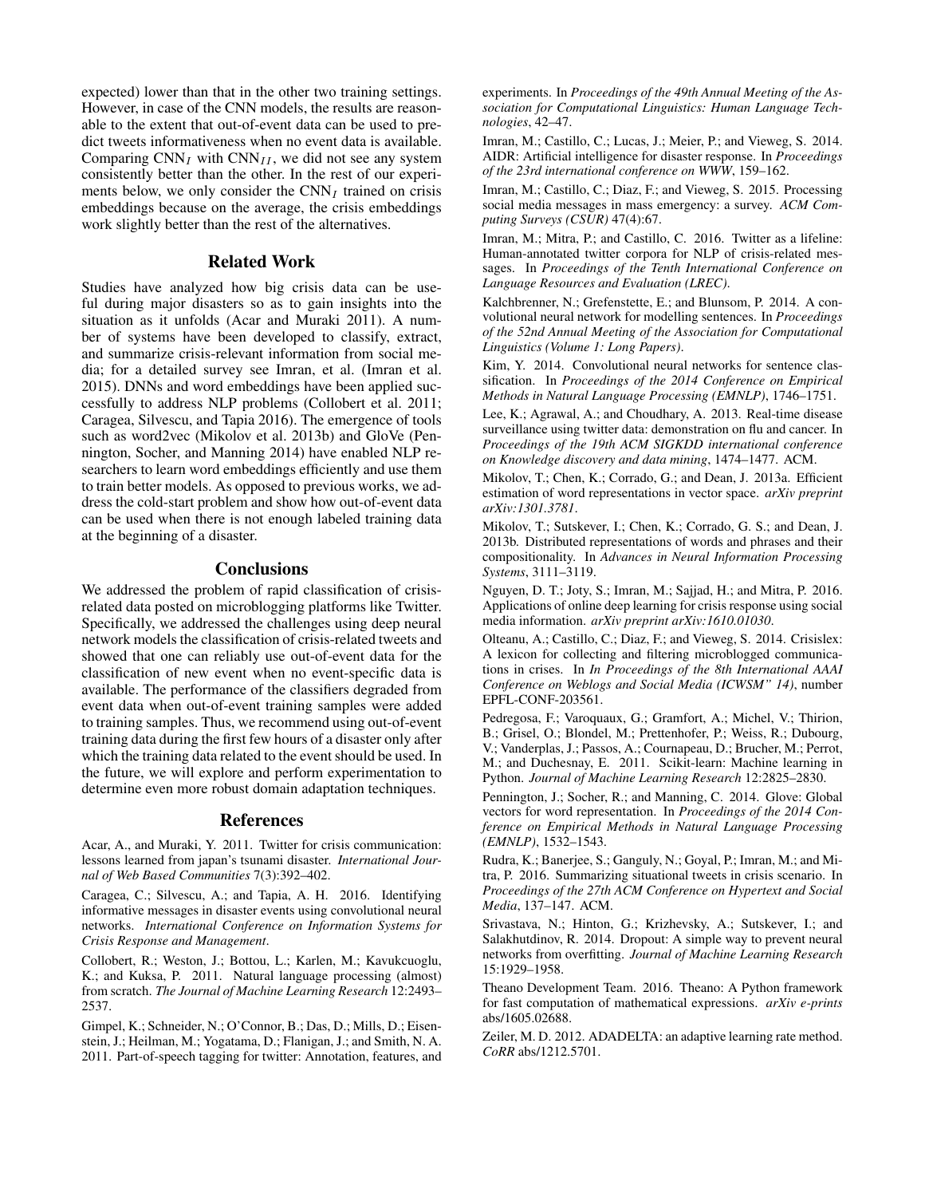expected) lower than that in the other two training settings. However, in case of the CNN models, the results are reasonable to the extent that out-of-event data can be used to predict tweets informativeness when no event data is available. Comparing $\text{CNN}_I$ with $\text{CNN}_{II}$, we did not see any system consistently better than the other. In the rest of our experiments below, we only consider the $\text{CNN}_I$ trained on crisis embeddings because on the average, the crisis embeddings work slightly better than the rest of the alternatives.

## Related Work

Studies have analyzed how big crisis data can be useful during major disasters so as to gain insights into the situation as it unfolds (Acar and Muraki 2011). A number of systems have been developed to classify, extract, and summarize crisis-relevant information from social media; for a detailed survey see Imran, et al. (Imran et al. 2015). DNNs and word embeddings have been applied successfully to address NLP problems (Collobert et al. 2011; Caragea, Silvescu, and Tapia 2016). The emergence of tools such as word2vec (Mikolov et al. 2013b) and GloVe (Pennington, Socher, and Manning 2014) have enabled NLP researchers to learn word embeddings efficiently and use them to train better models. As opposed to previous works, we address the cold-start problem and show how out-of-event data can be used when there is not enough labeled training data at the beginning of a disaster.

## Conclusions

We addressed the problem of rapid classification of crisis-related data posted on microblogging platforms like Twitter. Specifically, we addressed the challenges using deep neural network models the classification of crisis-related tweets and showed that one can reliably use out-of-event data for the classification of new event when no event-specific data is available. The performance of the classifiers degraded from event data when out-of-event training samples were added to training samples. Thus, we recommend using out-of-event training data during the first few hours of a disaster only after which the training data related to the event should be used. In the future, we will explore and perform experimentation to determine even more robust domain adaptation techniques.

## References

Acar, A., and Muraki, Y. 2011. Twitter for crisis communication: lessons learned from japan's tsunami disaster. *International Journal of Web Based Communities* 7(3):392–402.

Caragea, C.; Silvescu, A.; and Tapia, A. H. 2016. Identifying informative messages in disaster events using convolutional neural networks. *International Conference on Information Systems for Crisis Response and Management*.

Collobert, R.; Weston, J.; Bottou, L.; Karlen, M.; Kavukcuoglu, K.; and Kuksa, P. 2011. Natural language processing (almost) from scratch. *The Journal of Machine Learning Research* 12:2493–2537.

Gimpel, K.; Schneider, N.; O'Connor, B.; Das, D.; Mills, D.; Eisenstein, J.; Heilman, M.; Yogatama, D.; Flanigan, J.; and Smith, N. A. 2011. Part-of-speech tagging for twitter: Annotation, features, and experiments. In *Proceedings of the 49th Annual Meeting of the Association for Computational Linguistics: Human Language Technologies*, 42–47.

Imran, M.; Castillo, C.; Lucas, J.; Meier, P.; and Vieweg, S. 2014. AIDR: Artificial intelligence for disaster response. In *Proceedings of the 23rd international conference on WWW*, 159–162.

Imran, M.; Castillo, C.; Diaz, F.; and Vieweg, S. 2015. Processing social media messages in mass emergency: a survey. *ACM Computing Surveys (CSUR)* 47(4):67.

Imran, M.; Mitra, P.; and Castillo, C. 2016. Twitter as a lifeline: Human-annotated twitter corpora for NLP of crisis-related messages. In *Proceedings of the Tenth International Conference on Language Resources and Evaluation (LREC)*.

Kalchbrenner, N.; Grefenstette, E.; and Blunsom, P. 2014. A convolutional neural network for modelling sentences. In *Proceedings of the 52nd Annual Meeting of the Association for Computational Linguistics (Volume 1: Long Papers)*.

Kim, Y. 2014. Convolutional neural networks for sentence classification. In *Proceedings of the 2014 Conference on Empirical Methods in Natural Language Processing (EMNLP)*, 1746–1751.

Lee, K.; Agrawal, A.; and Choudhary, A. 2013. Real-time disease surveillance using twitter data: demonstration on flu and cancer. In *Proceedings of the 19th ACM SIGKDD international conference on Knowledge discovery and data mining*, 1474–1477. ACM.

Mikolov, T.; Chen, K.; Corrado, G.; and Dean, J. 2013a. Efficient estimation of word representations in vector space. *arXiv preprint arXiv:1301.3781*.

Mikolov, T.; Sutskever, I.; Chen, K.; Corrado, G. S.; and Dean, J. 2013b. Distributed representations of words and phrases and their compositionality. In *Advances in Neural Information Processing Systems*, 3111–3119.

Nguyen, D. T.; Joty, S.; Imran, M.; Sajjad, H.; and Mitra, P. 2016. Applications of online deep learning for crisis response using social media information. *arXiv preprint arXiv:1610.01030*.

Olteanu, A.; Castillo, C.; Diaz, F.; and Vieweg, S. 2014. Crisislex: A lexicon for collecting and filtering microblogged communications in crises. In *In Proceedings of the 8th International AAAI Conference on Weblogs and Social Media (ICWSM" 14)*, number EPFL-CONF-203561.

Pedregosa, F.; Varoquaux, G.; Gramfort, A.; Michel, V.; Thirion, B.; Grisel, O.; Blondel, M.; Prettenhofer, P.; Weiss, R.; Dubourg, V.; Vanderplas, J.; Passos, A.; Cournapeau, D.; Brucher, M.; Perrot, M.; and Duchesnay, E. 2011. Scikit-learn: Machine learning in Python. *Journal of Machine Learning Research* 12:2825–2830.

Pennington, J.; Socher, R.; and Manning, C. 2014. Glove: Global vectors for word representation. In *Proceedings of the 2014 Conference on Empirical Methods in Natural Language Processing (EMNLP)*, 1532–1543.

Rudra, K.; Banerjee, S.; Ganguly, N.; Goyal, P.; Imran, M.; and Mitra, P. 2016. Summarizing situational tweets in crisis scenario. In *Proceedings of the 27th ACM Conference on Hypertext and Social Media*, 137–147. ACM.

Srivastava, N.; Hinton, G.; Krizhevsky, A.; Sutskever, I.; and Salakhutdinov, R. 2014. Dropout: A simple way to prevent neural networks from overfitting. *Journal of Machine Learning Research* 15:1929–1958.

Theano Development Team. 2016. Theano: A Python framework for fast computation of mathematical expressions. *arXiv e-prints* abs/1605.02688.

Zeiler, M. D. 2012. ADADELTA: an adaptive learning rate method. *CoRR* abs/1212.5701.